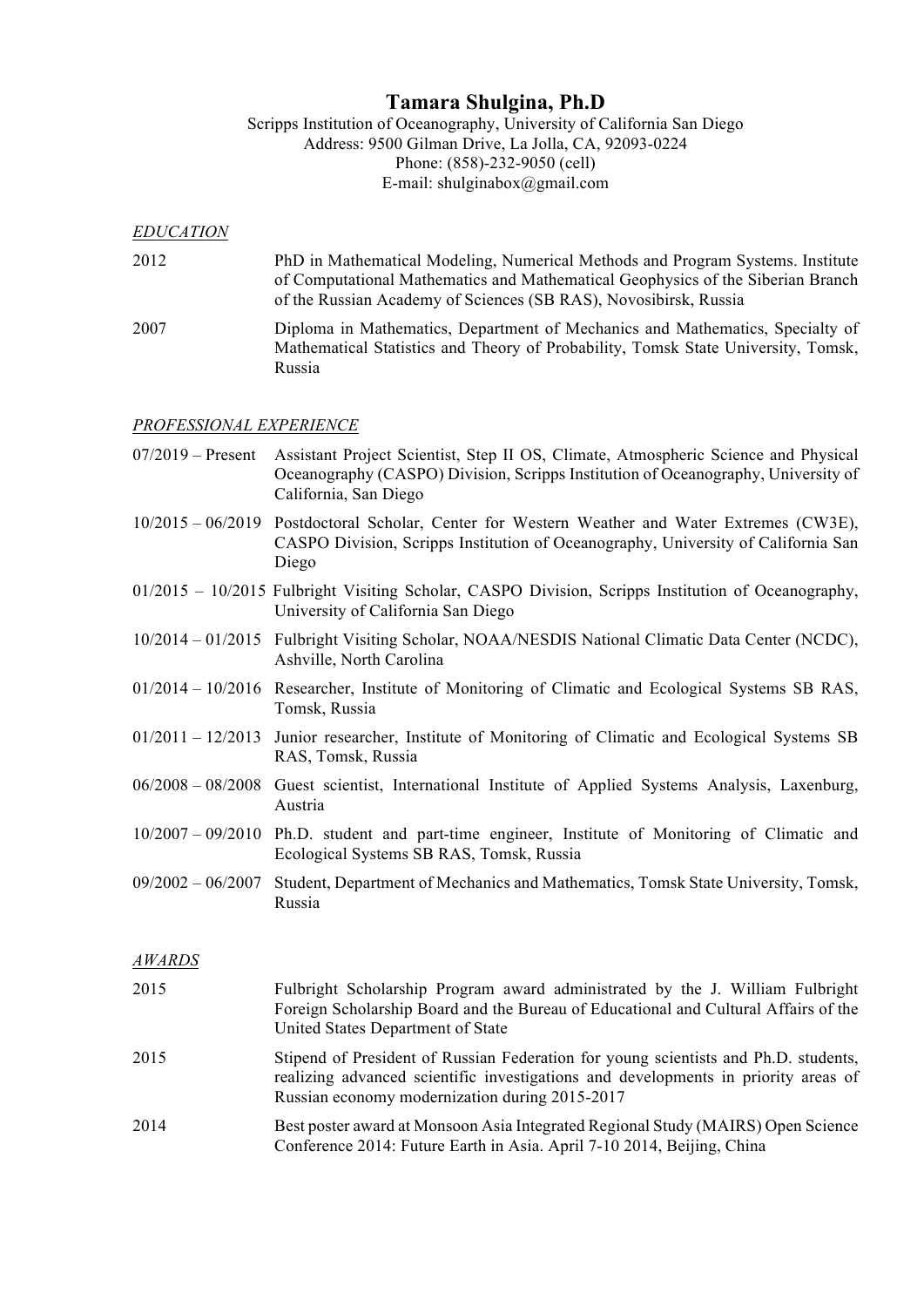# Tamara Shulgina, Ph.D

Scripps Institution of Oceanography, University of California San Diego
Address: 9500 Gilman Drive, La Jolla, CA, 92093-0224
Phone: (858)-232-9050 (cell)
E-mail: shulginabox@gmail.com

## *EDUCATION*

2012 — PhD in Mathematical Modeling, Numerical Methods and Program Systems. Institute of Computational Mathematics and Mathematical Geophysics of the Siberian Branch of the Russian Academy of Sciences (SB RAS), Novosibirsk, Russia

2007 — Diploma in Mathematics, Department of Mechanics and Mathematics, Specialty of Mathematical Statistics and Theory of Probability, Tomsk State University, Tomsk, Russia

## *PROFESSIONAL EXPERIENCE*

07/2019 – Present — Assistant Project Scientist, Step II OS, Climate, Atmospheric Science and Physical Oceanography (CASPO) Division, Scripps Institution of Oceanography, University of California, San Diego

10/2015 – 06/2019 — Postdoctoral Scholar, Center for Western Weather and Water Extremes (CW3E), CASPO Division, Scripps Institution of Oceanography, University of California San Diego

01/2015 – 10/2015 — Fulbright Visiting Scholar, CASPO Division, Scripps Institution of Oceanography, University of California San Diego

10/2014 – 01/2015 — Fulbright Visiting Scholar, NOAA/NESDIS National Climatic Data Center (NCDC), Ashville, North Carolina

01/2014 – 10/2016 — Researcher, Institute of Monitoring of Climatic and Ecological Systems SB RAS, Tomsk, Russia

01/2011 – 12/2013 — Junior researcher, Institute of Monitoring of Climatic and Ecological Systems SB RAS, Tomsk, Russia

06/2008 – 08/2008 — Guest scientist, International Institute of Applied Systems Analysis, Laxenburg, Austria

10/2007 – 09/2010 — Ph.D. student and part-time engineer, Institute of Monitoring of Climatic and Ecological Systems SB RAS, Tomsk, Russia

09/2002 – 06/2007 — Student, Department of Mechanics and Mathematics, Tomsk State University, Tomsk, Russia

## *AWARDS*

2015 — Fulbright Scholarship Program award administrated by the J. William Fulbright Foreign Scholarship Board and the Bureau of Educational and Cultural Affairs of the United States Department of State

2015 — Stipend of President of Russian Federation for young scientists and Ph.D. students, realizing advanced scientific investigations and developments in priority areas of Russian economy modernization during 2015-2017

2014 — Best poster award at Monsoon Asia Integrated Regional Study (MAIRS) Open Science Conference 2014: Future Earth in Asia. April 7-10 2014, Beijing, China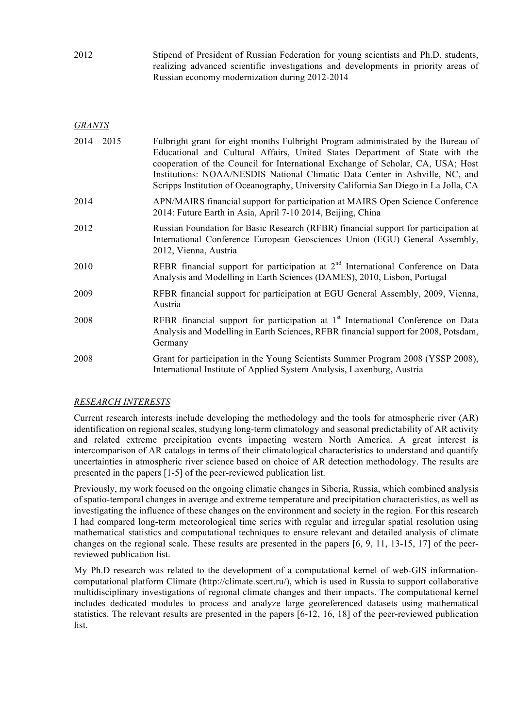| | |
|---|---|
| 2012 | Stipend of President of Russian Federation for young scientists and Ph.D. students, realizing advanced scientific investigations and developments in priority areas of Russian economy modernization during 2012-2014 |

*GRANTS*

| | |
|---|---|
| 2014 – 2015 | Fulbright grant for eight months Fulbright Program administrated by the Bureau of Educational and Cultural Affairs, United States Department of State with the cooperation of the Council for International Exchange of Scholar, CA, USA; Host Institutions: NOAA/NESDIS National Climatic Data Center in Ashville, NC, and Scripps Institution of Oceanography, University California San Diego in La Jolla, CA |
| 2014 | APN/MAIRS financial support for participation at MAIRS Open Science Conference 2014: Future Earth in Asia, April 7-10 2014, Beijing, China |
| 2012 | Russian Foundation for Basic Research (RFBR) financial support for participation at International Conference European Geosciences Union (EGU) General Assembly, 2012, Vienna, Austria |
| 2010 | RFBR financial support for participation at 2nd International Conference on Data Analysis and Modelling in Earth Sciences (DAMES), 2010, Lisbon, Portugal |
| 2009 | RFBR financial support for participation at EGU General Assembly, 2009, Vienna, Austria |
| 2008 | RFBR financial support for participation at 1st International Conference on Data Analysis and Modelling in Earth Sciences, RFBR financial support for 2008, Potsdam, Germany |
| 2008 | Grant for participation in the Young Scientists Summer Program 2008 (YSSP 2008), International Institute of Applied System Analysis, Laxenburg, Austria |

*RESEARCH INTERESTS*

Current research interests include developing the methodology and the tools for atmospheric river (AR) identification on regional scales, studying long-term climatology and seasonal predictability of AR activity and related extreme precipitation events impacting western North America. A great interest is intercomparison of AR catalogs in terms of their climatological characteristics to understand and quantify uncertainties in atmospheric river science based on choice of AR detection methodology. The results are presented in the papers [1-5] of the peer-reviewed publication list.

Previously, my work focused on the ongoing climatic changes in Siberia, Russia, which combined analysis of spatio-temporal changes in average and extreme temperature and precipitation characteristics, as well as investigating the influence of these changes on the environment and society in the region. For this research I had compared long-term meteorological time series with regular and irregular spatial resolution using mathematical statistics and computational techniques to ensure relevant and detailed analysis of climate changes on the regional scale. These results are presented in the papers [6, 9, 11, 13-15, 17] of the peer-reviewed publication list.

My Ph.D research was related to the development of a computational kernel of web-GIS information-computational platform Climate (http://climate.scert.ru/), which is used in Russia to support collaborative multidisciplinary investigations of regional climate changes and their impacts. The computational kernel includes dedicated modules to process and analyze large georeferenced datasets using mathematical statistics. The relevant results are presented in the papers [6-12, 16, 18] of the peer-reviewed publication list.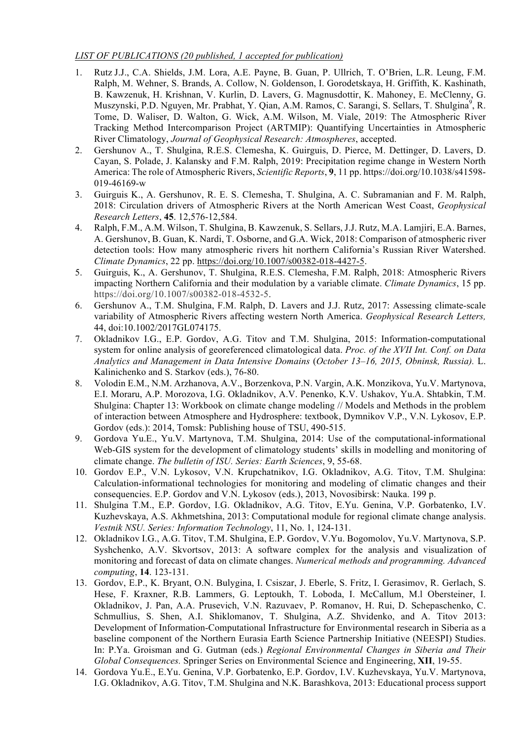*LIST OF PUBLICATIONS (20 published, 1 accepted for publication)*

1. Rutz J.J., C.A. Shields, J.M. Lora, A.E. Payne, B. Guan, P. Ullrich, T. O'Brien, L.R. Leung, F.M. Ralph, M. Wehner, S. Brands, A. Collow, N. Goldenson, I. Gorodetskaya, H. Griffith, K. Kashinath, B. Kawzenuk, H. Krishnan, V. Kurlin, D. Lavers, G. Magnusdottir, K. Mahoney, E. McClenny, G. Muszynski, P.D. Nguyen, Mr. Prabhat, Y. Qian, A.M. Ramos, C. Sarangi, S. Sellars, T. Shulgina[9], R. Tome, D. Waliser, D. Walton, G. Wick, A.M. Wilson, M. Viale, 2019: The Atmospheric River Tracking Method Intercomparison Project (ARTMIP): Quantifying Uncertainties in Atmospheric River Climatology, *Journal of Geophysical Research: Atmospheres*, accepted.
2. Gershunov A., T. Shulgina, R.E.S. Clemesha, K. Guirguis, D. Pierce, M. Dettinger, D. Lavers, D. Cayan, S. Polade, J. Kalansky and F.M. Ralph, 2019: Precipitation regime change in Western North America: The role of Atmospheric Rivers, *Scientific Reports*, **9**, 11 pp. https://doi.org/10.1038/s41598-019-46169-w
3. Guirguis K., A. Gershunov, R. E. S. Clemesha, T. Shulgina, A. C. Subramanian and F. M. Ralph, 2018: Circulation drivers of Atmospheric Rivers at the North American West Coast, *Geophysical Research Letters*, **45**. 12,576-12,584.
4. Ralph, F.M., A.M. Wilson, T. Shulgina, B. Kawzenuk, S. Sellars, J.J. Rutz, M.A. Lamjiri, E.A. Barnes, A. Gershunov, B. Guan, K. Nardi, T. Osborne, and G.A. Wick, 2018: Comparison of atmospheric river detection tools: How many atmospheric rivers hit northern California's Russian River Watershed. *Climate Dynamics*, 22 pp. https://doi.org/10.1007/s00382-018-4427-5.
5. Guirguis, K., A. Gershunov, T. Shulgina, R.E.S. Clemesha, F.M. Ralph, 2018: Atmospheric Rivers impacting Northern California and their modulation by a variable climate. *Climate Dynamics*, 15 pp. https://doi.org/10.1007/s00382-018-4532-5.
6. Gershunov A., T.M. Shulgina, F.M. Ralph, D. Lavers and J.J. Rutz, 2017: Assessing climate-scale variability of Atmospheric Rivers affecting western North America. *Geophysical Research Letters,* 44, doi:10.1002/2017GL074175.
7. Okladnikov I.G., E.P. Gordov, A.G. Titov and T.M. Shulgina, 2015: Information-computational system for online analysis of georeferenced climatological data. *Proc. of the XVII Int. Conf. on Data Analytics and Management in Data Intensive Domains* (*October 13–16, 2015, Obninsk, Russia).* L. Kalinichenko and S. Starkov (eds.), 76-80.
8. Volodin E.M., N.M. Arzhanova, A.V., Borzenkova, P.N. Vargin, A.K. Monzikova, Yu.V. Martynova, E.I. Moraru, A.P. Morozova, I.G. Okladnikov, A.V. Penenko, K.V. Ushakov, Yu.A. Shtabkin, T.M. Shulgina: Chapter 13: Workbook on climate change modeling // Models and Methods in the problem of interaction between Atmosphere and Hydrosphere: textbook, Dymnikov V.P., V.N. Lykosov, E.P. Gordov (eds.): 2014, Tomsk: Publishing house of TSU, 490-515.
9. Gordova Yu.E., Yu.V. Martynova, T.M. Shulgina, 2014: Use of the computational-informational Web-GIS system for the development of climatology students' skills in modelling and monitoring of climate change. *The bulletin of ISU. Series: Earth Sciences*, 9, 55-68.
10. Gordov E.P., V.N. Lykosov, V.N. Krupchatnikov, I.G. Okladnikov, A.G. Titov, T.M. Shulgina: Calculation-informational technologies for monitoring and modeling of climatic changes and their consequencies. E.P. Gordov and V.N. Lykosov (eds.), 2013, Novosibirsk: Nauka. 199 p.
11. Shulgina T.M., E.P. Gordov, I.G. Okladnikov, A.G. Titov, E.Yu. Genina, V.P. Gorbatenko, I.V. Kuzhevskaya, A.S. Akhmetshina, 2013: Computational module for regional climate change analysis. *Vestnik NSU. Series: Information Technology*, 11, No. 1, 124-131.
12. Okladnikov I.G., A.G. Titov, T.M. Shulgina, E.P. Gordov, V.Yu. Bogomolov, Yu.V. Martynova, S.P. Syshchenko, A.V. Skvortsov, 2013: A software complex for the analysis and visualization of monitoring and forecast of data on climate changes. *Numerical methods and programming. Advanced computing*, **14**. 123-131.
13. Gordov, E.P., K. Bryant, O.N. Bulygina, I. Csiszar, J. Eberle, S. Fritz, I. Gerasimov, R. Gerlach, S. Hese, F. Kraxner, R.B. Lammers, G. Leptoukh, T. Loboda, I. McCallum, M.l Obersteiner, I. Okladnikov, J. Pan, A.A. Prusevich, V.N. Razuvaev, P. Romanov, H. Rui, D. Schepaschenko, C. Schmullius, S. Shen, A.I. Shiklomanov, T. Shulgina, A.Z. Shvidenko, and A. Titov 2013: Development of Information-Computational Infrastructure for Environmental research in Siberia as a baseline component of the Northern Eurasia Earth Science Partnership Initiative (NEESPI) Studies. In: P.Ya. Groisman and G. Gutman (eds.) *Regional Environmental Changes in Siberia and Their Global Consequences.* Springer Series on Environmental Science and Engineering, **XII**, 19-55.
14. Gordova Yu.E., E.Yu. Genina, V.P. Gorbatenko, E.P. Gordov, I.V. Kuzhevskaya, Yu.V. Martynova, I.G. Okladnikov, A.G. Titov, T.M. Shulgina and N.K. Barashkova, 2013: Educational process support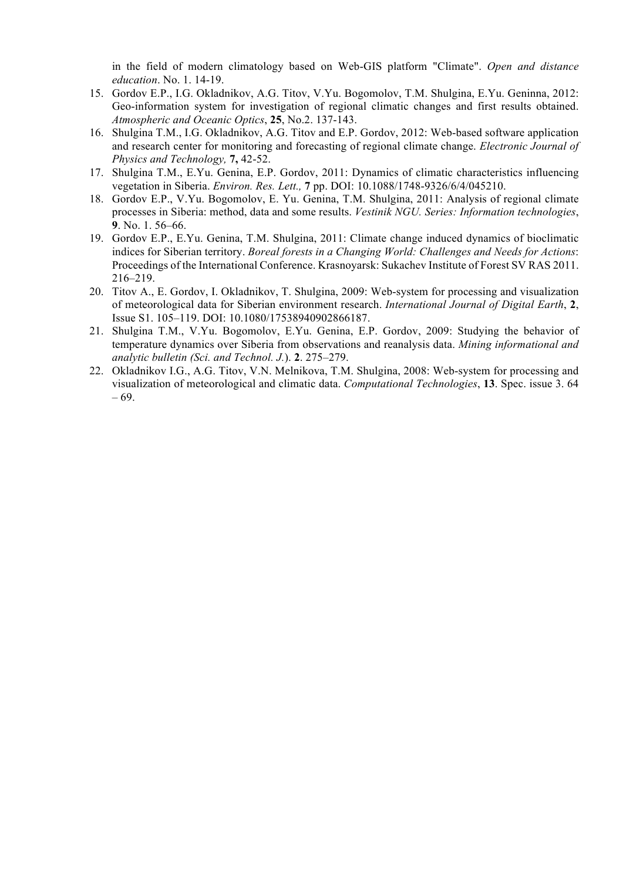in the field of modern climatology based on Web-GIS platform "Climate". *Open and distance education*. No. 1. 14-19.

15. Gordov E.P., I.G. Okladnikov, A.G. Titov, V.Yu. Bogomolov, T.M. Shulgina, E.Yu. Geninna, 2012: Geo-information system for investigation of regional climatic changes and first results obtained. *Atmospheric and Oceanic Optics*, **25**, No.2. 137-143.
16. Shulgina T.M., I.G. Okladnikov, A.G. Titov and E.P. Gordov, 2012: Web-based software application and research center for monitoring and forecasting of regional climate change. *Electronic Journal of Physics and Technology,* **7,** 42-52.
17. Shulgina T.M., E.Yu. Genina, E.P. Gordov, 2011: Dynamics of climatic characteristics influencing vegetation in Siberia. *Environ. Res. Lett.,* **7** pp. DOI: 10.1088/1748-9326/6/4/045210.
18. Gordov E.P., V.Yu. Bogomolov, E. Yu. Genina, T.M. Shulgina, 2011: Analysis of regional climate processes in Siberia: method, data and some results. *Vestinik NGU. Series: Information technologies*, **9**. No. 1. 56–66.
19. Gordov E.P., E.Yu. Genina, T.M. Shulgina, 2011: Climate change induced dynamics of bioclimatic indices for Siberian territory. *Boreal forests in a Changing World: Challenges and Needs for Actions*: Proceedings of the International Conference. Krasnoyarsk: Sukachev Institute of Forest SV RAS 2011. 216–219.
20. Titov A., E. Gordov, I. Okladnikov, T. Shulgina, 2009: Web-system for processing and visualization of meteorological data for Siberian environment research. *International Journal of Digital Earth*, **2**, Issue S1. 105–119. DOI: 10.1080/17538940902866187.
21. Shulgina T.M., V.Yu. Bogomolov, E.Yu. Genina, E.P. Gordov, 2009: Studying the behavior of temperature dynamics over Siberia from observations and reanalysis data. *Mining informational and analytic bulletin (Sci. and Technol. J.*). **2**. 275–279.
22. Okladnikov I.G., A.G. Titov, V.N. Melnikova, T.M. Shulgina, 2008: Web-system for processing and visualization of meteorological and climatic data. *Computational Technologies*, **13**. Spec. issue 3. 64 – 69.